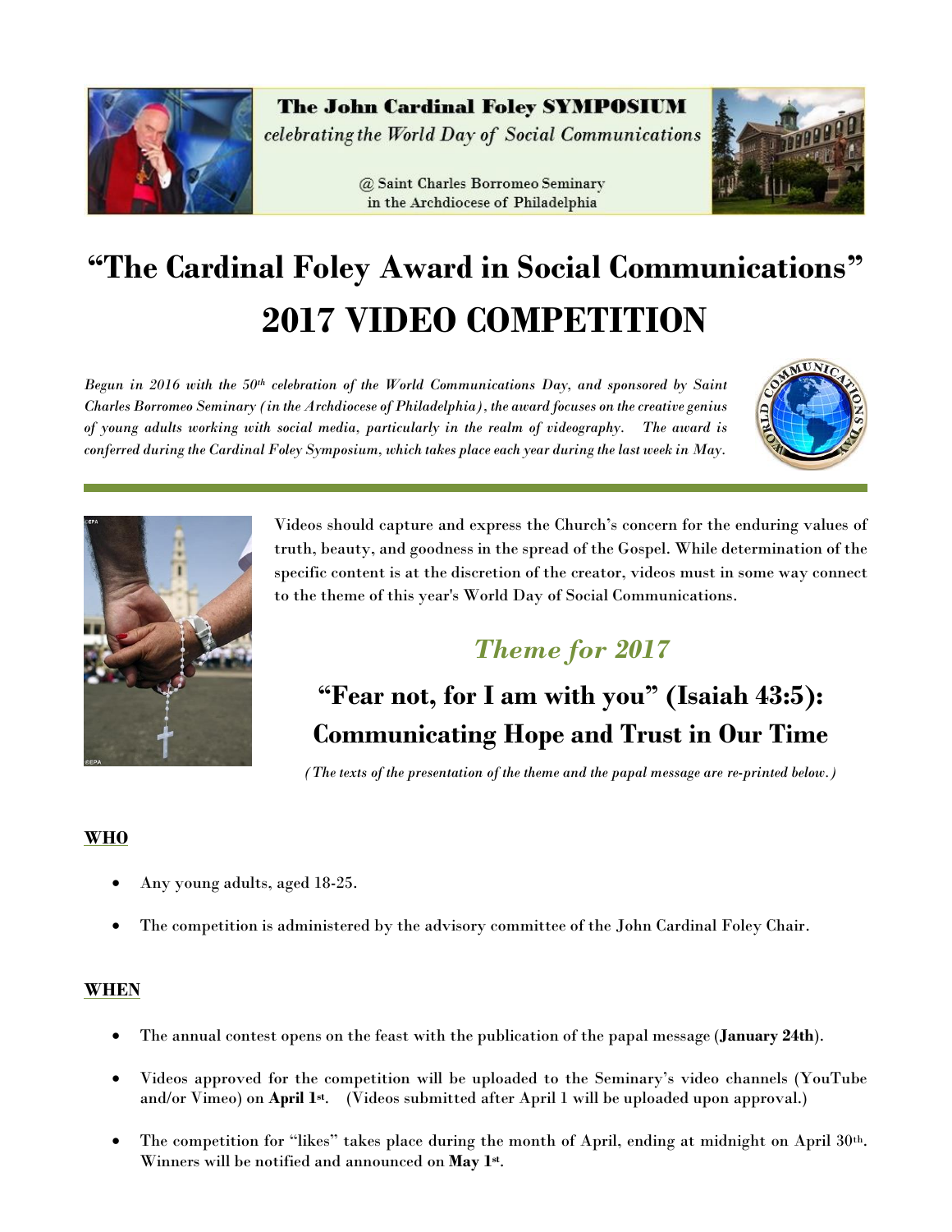**The John Cardinal Foley SYMPOSIUM**
*celebrating the World Day of Social Communications*

@ Saint Charles Borromeo Seminary
in the Archdiocese of Philadelphia

# "The Cardinal Foley Award in Social Communications"
# 2017 VIDEO COMPETITION

*Begun in 2016 with the 50th celebration of the World Communications Day, and sponsored by Saint Charles Borromeo Seminary (in the Archdiocese of Philadelphia), the award focuses on the creative genius of young adults working with social media, particularly in the realm of videography. The award is conferred during the Cardinal Foley Symposium, which takes place each year during the last week in May.*

Videos should capture and express the Church's concern for the enduring values of truth, beauty, and goodness in the spread of the Gospel. While determination of the specific content is at the discretion of the creator, videos must in some way connect to the theme of this year's World Day of Social Communications.

## *Theme for 2017*

## "Fear not, for I am with you" (Isaiah 43:5): Communicating Hope and Trust in Our Time

*(The texts of the presentation of the theme and the papal message are re-printed below.)*

**WHO**

- Any young adults, aged 18-25.
- The competition is administered by the advisory committee of the John Cardinal Foley Chair.

**WHEN**

- The annual contest opens on the feast with the publication of the papal message (**January 24th**).
- Videos approved for the competition will be uploaded to the Seminary's video channels (YouTube and/or Vimeo) on **April 1st**. (Videos submitted after April 1 will be uploaded upon approval.)
- The competition for "likes" takes place during the month of April, ending at midnight on April 30th. Winners will be notified and announced on **May 1st**.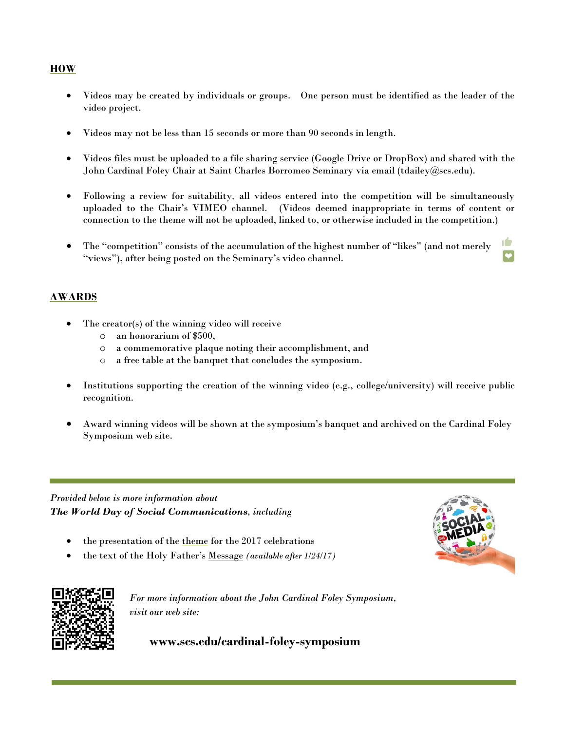## HOW

- Videos may be created by individuals or groups. One person must be identified as the leader of the video project.
- Videos may not be less than 15 seconds or more than 90 seconds in length.
- Videos files must be uploaded to a file sharing service (Google Drive or DropBox) and shared with the John Cardinal Foley Chair at Saint Charles Borromeo Seminary via email (tdailey@scs.edu).
- Following a review for suitability, all videos entered into the competition will be simultaneously uploaded to the Chair's VIMEO channel. (Videos deemed inappropriate in terms of content or connection to the theme will not be uploaded, linked to, or otherwise included in the competition.)
- The "competition" consists of the accumulation of the highest number of "likes" (and not merely "views"), after being posted on the Seminary's video channel.

## AWARDS

- The creator(s) of the winning video will receive
  - an honorarium of $500,
  - a commemorative plaque noting their accomplishment, and
  - a free table at the banquet that concludes the symposium.
- Institutions supporting the creation of the winning video (e.g., college/university) will receive public recognition.
- Award winning videos will be shown at the symposium's banquet and archived on the Cardinal Foley Symposium web site.

---

*Provided below is more information about*
***The World Day of Social Communications**, including*

- the presentation of the theme for the 2017 celebrations
- the text of the Holy Father's Message *(available after 1/24/17)*

*For more information about the John Cardinal Foley Symposium, visit our web site:*

**www.scs.edu/cardinal-foley-symposium**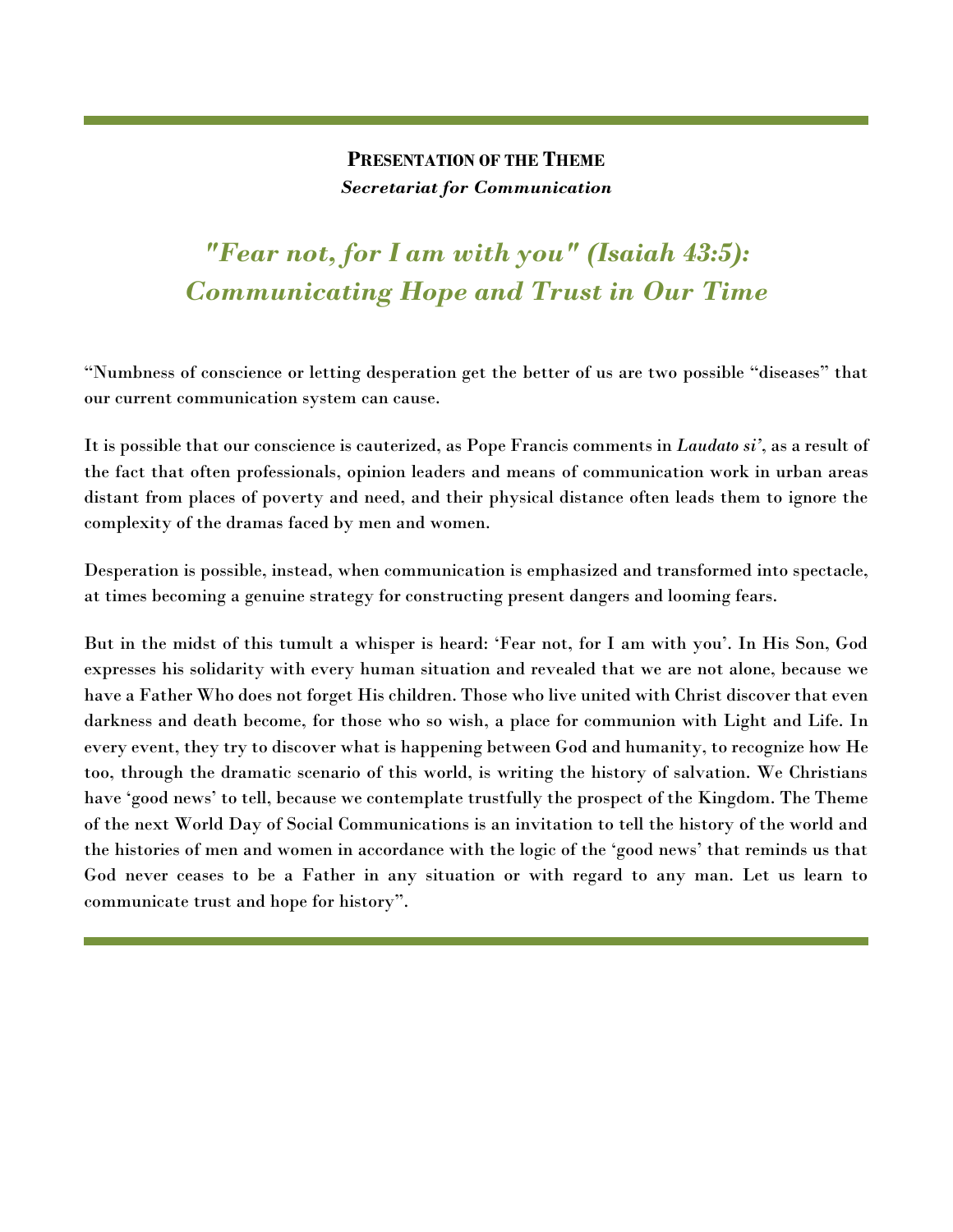**Presentation of the Theme**
***Secretariat for Communication***

## *"Fear not, for I am with you" (Isaiah 43:5): Communicating Hope and Trust in Our Time*

"Numbness of conscience or letting desperation get the better of us are two possible "diseases" that our current communication system can cause.

It is possible that our conscience is cauterized, as Pope Francis comments in *Laudato si'*, as a result of the fact that often professionals, opinion leaders and means of communication work in urban areas distant from places of poverty and need, and their physical distance often leads them to ignore the complexity of the dramas faced by men and women.

Desperation is possible, instead, when communication is emphasized and transformed into spectacle, at times becoming a genuine strategy for constructing present dangers and looming fears.

But in the midst of this tumult a whisper is heard: 'Fear not, for I am with you'. In His Son, God expresses his solidarity with every human situation and revealed that we are not alone, because we have a Father Who does not forget His children. Those who live united with Christ discover that even darkness and death become, for those who so wish, a place for communion with Light and Life. In every event, they try to discover what is happening between God and humanity, to recognize how He too, through the dramatic scenario of this world, is writing the history of salvation. We Christians have 'good news' to tell, because we contemplate trustfully the prospect of the Kingdom. The Theme of the next World Day of Social Communications is an invitation to tell the history of the world and the histories of men and women in accordance with the logic of the 'good news' that reminds us that God never ceases to be a Father in any situation or with regard to any man. Let us learn to communicate trust and hope for history".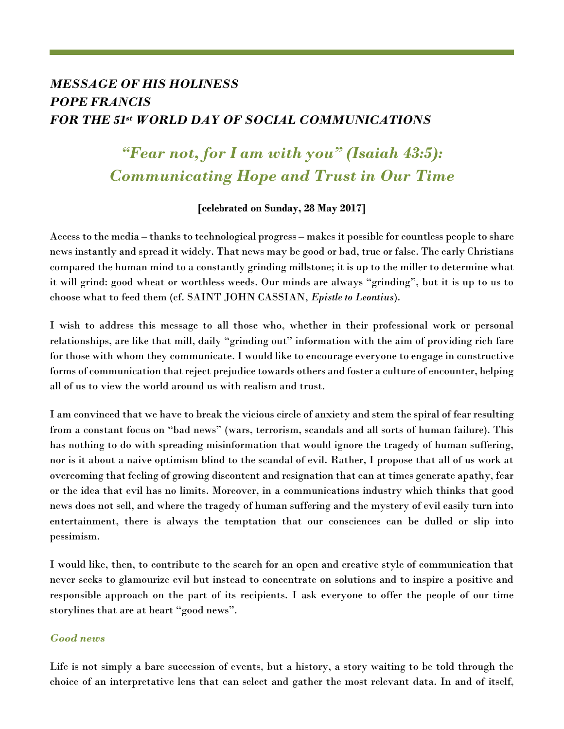# *MESSAGE OF HIS HOLINESS POPE FRANCIS FOR THE 51st WORLD DAY OF SOCIAL COMMUNICATIONS*

## *"Fear not, for I am with you" (Isaiah 43:5): Communicating Hope and Trust in Our Time*

**[celebrated on Sunday, 28 May 2017]**

Access to the media – thanks to technological progress – makes it possible for countless people to share news instantly and spread it widely. That news may be good or bad, true or false. The early Christians compared the human mind to a constantly grinding millstone; it is up to the miller to determine what it will grind: good wheat or worthless weeds. Our minds are always "grinding", but it is up to us to choose what to feed them (cf. SAINT JOHN CASSIAN, *Epistle to Leontius*).

I wish to address this message to all those who, whether in their professional work or personal relationships, are like that mill, daily "grinding out" information with the aim of providing rich fare for those with whom they communicate. I would like to encourage everyone to engage in constructive forms of communication that reject prejudice towards others and foster a culture of encounter, helping all of us to view the world around us with realism and trust.

I am convinced that we have to break the vicious circle of anxiety and stem the spiral of fear resulting from a constant focus on "bad news" (wars, terrorism, scandals and all sorts of human failure). This has nothing to do with spreading misinformation that would ignore the tragedy of human suffering, nor is it about a naive optimism blind to the scandal of evil. Rather, I propose that all of us work at overcoming that feeling of growing discontent and resignation that can at times generate apathy, fear or the idea that evil has no limits. Moreover, in a communications industry which thinks that good news does not sell, and where the tragedy of human suffering and the mystery of evil easily turn into entertainment, there is always the temptation that our consciences can be dulled or slip into pessimism.

I would like, then, to contribute to the search for an open and creative style of communication that never seeks to glamourize evil but instead to concentrate on solutions and to inspire a positive and responsible approach on the part of its recipients. I ask everyone to offer the people of our time storylines that are at heart "good news".

### *Good news*

Life is not simply a bare succession of events, but a history, a story waiting to be told through the choice of an interpretative lens that can select and gather the most relevant data. In and of itself,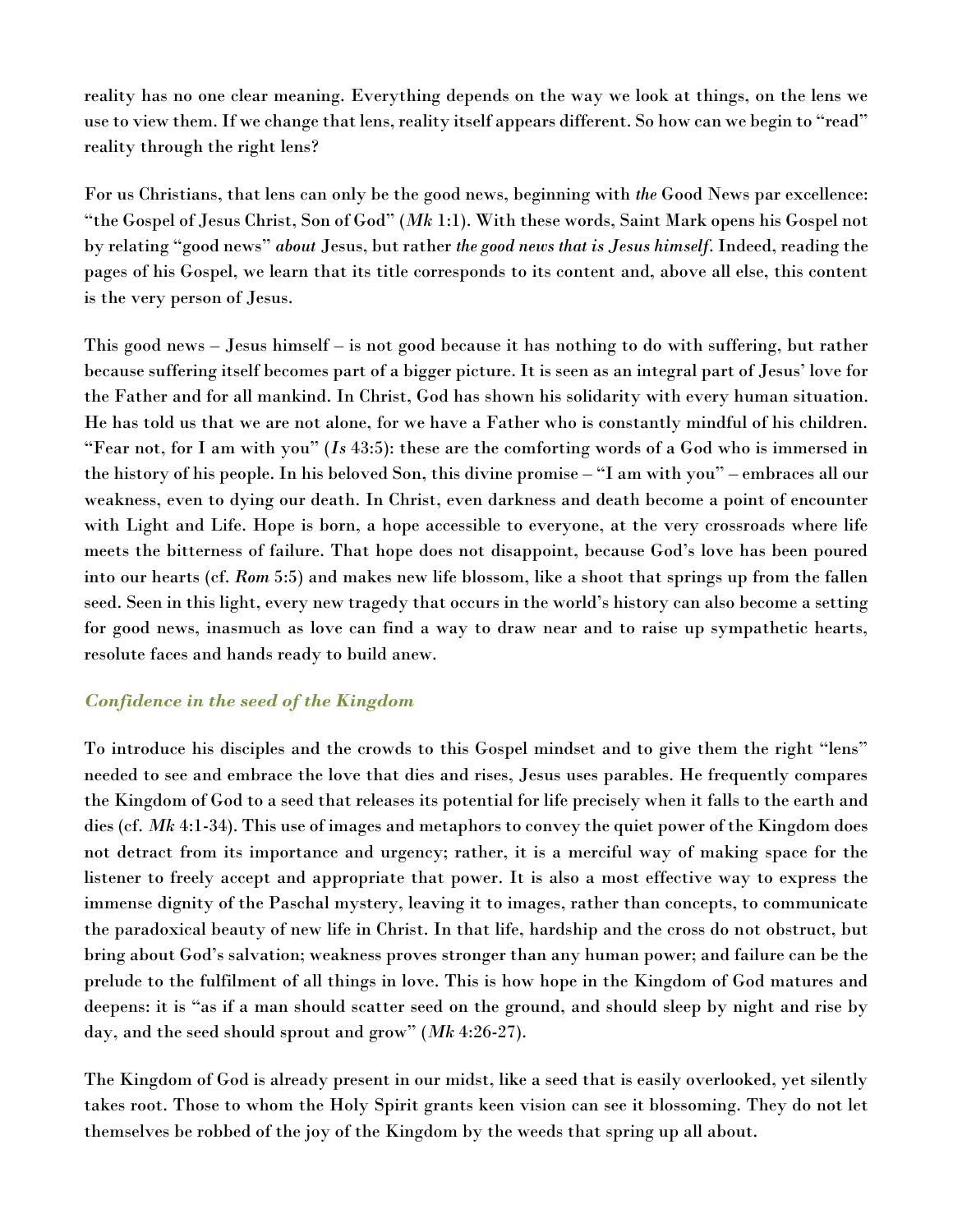reality has no one clear meaning. Everything depends on the way we look at things, on the lens we use to view them. If we change that lens, reality itself appears different. So how can we begin to "read" reality through the right lens?

For us Christians, that lens can only be the good news, beginning with *the* Good News par excellence: "the Gospel of Jesus Christ, Son of God" (*Mk* 1:1). With these words, Saint Mark opens his Gospel not by relating "good news" *about* Jesus, but rather *the good news that is Jesus himself*. Indeed, reading the pages of his Gospel, we learn that its title corresponds to its content and, above all else, this content is the very person of Jesus.

This good news – Jesus himself – is not good because it has nothing to do with suffering, but rather because suffering itself becomes part of a bigger picture. It is seen as an integral part of Jesus' love for the Father and for all mankind. In Christ, God has shown his solidarity with every human situation. He has told us that we are not alone, for we have a Father who is constantly mindful of his children. "Fear not, for I am with you" (*Is* 43:5): these are the comforting words of a God who is immersed in the history of his people. In his beloved Son, this divine promise – "I am with you" – embraces all our weakness, even to dying our death. In Christ, even darkness and death become a point of encounter with Light and Life. Hope is born, a hope accessible to everyone, at the very crossroads where life meets the bitterness of failure. That hope does not disappoint, because God's love has been poured into our hearts (cf. *Rom* 5:5) and makes new life blossom, like a shoot that springs up from the fallen seed. Seen in this light, every new tragedy that occurs in the world's history can also become a setting for good news, inasmuch as love can find a way to draw near and to raise up sympathetic hearts, resolute faces and hands ready to build anew.

### *Confidence in the seed of the Kingdom*

To introduce his disciples and the crowds to this Gospel mindset and to give them the right "lens" needed to see and embrace the love that dies and rises, Jesus uses parables. He frequently compares the Kingdom of God to a seed that releases its potential for life precisely when it falls to the earth and dies (cf. *Mk* 4:1-34). This use of images and metaphors to convey the quiet power of the Kingdom does not detract from its importance and urgency; rather, it is a merciful way of making space for the listener to freely accept and appropriate that power. It is also a most effective way to express the immense dignity of the Paschal mystery, leaving it to images, rather than concepts, to communicate the paradoxical beauty of new life in Christ. In that life, hardship and the cross do not obstruct, but bring about God's salvation; weakness proves stronger than any human power; and failure can be the prelude to the fulfilment of all things in love. This is how hope in the Kingdom of God matures and deepens: it is "as if a man should scatter seed on the ground, and should sleep by night and rise by day, and the seed should sprout and grow" (*Mk* 4:26-27).

The Kingdom of God is already present in our midst, like a seed that is easily overlooked, yet silently takes root. Those to whom the Holy Spirit grants keen vision can see it blossoming. They do not let themselves be robbed of the joy of the Kingdom by the weeds that spring up all about.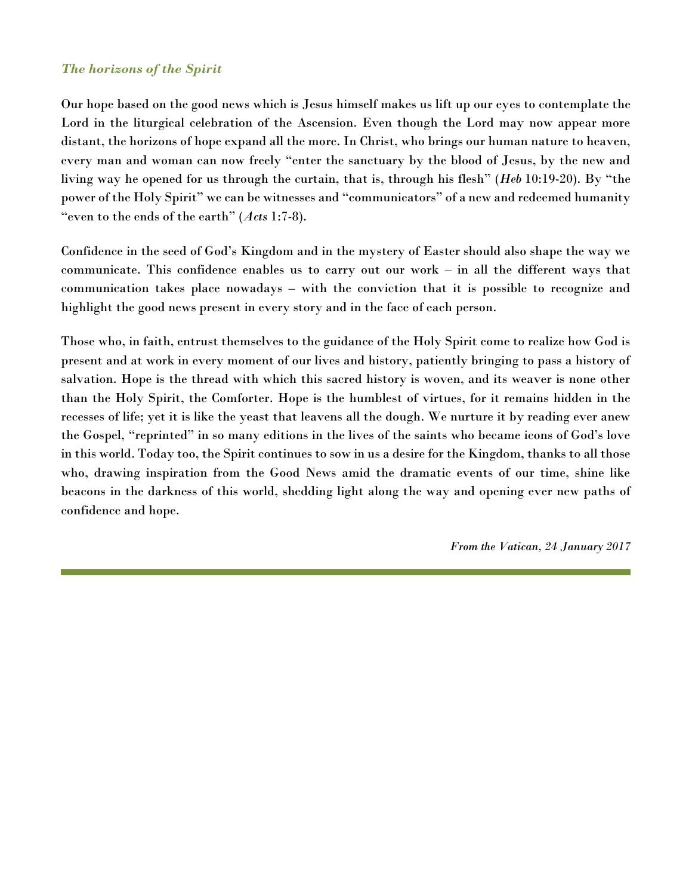### *The horizons of the Spirit*

Our hope based on the good news which is Jesus himself makes us lift up our eyes to contemplate the Lord in the liturgical celebration of the Ascension. Even though the Lord may now appear more distant, the horizons of hope expand all the more. In Christ, who brings our human nature to heaven, every man and woman can now freely "enter the sanctuary by the blood of Jesus, by the new and living way he opened for us through the curtain, that is, through his flesh" (*Heb* 10:19-20). By "the power of the Holy Spirit" we can be witnesses and "communicators" of a new and redeemed humanity "even to the ends of the earth" (*Acts* 1:7-8).

Confidence in the seed of God's Kingdom and in the mystery of Easter should also shape the way we communicate. This confidence enables us to carry out our work – in all the different ways that communication takes place nowadays – with the conviction that it is possible to recognize and highlight the good news present in every story and in the face of each person.

Those who, in faith, entrust themselves to the guidance of the Holy Spirit come to realize how God is present and at work in every moment of our lives and history, patiently bringing to pass a history of salvation. Hope is the thread with which this sacred history is woven, and its weaver is none other than the Holy Spirit, the Comforter. Hope is the humblest of virtues, for it remains hidden in the recesses of life; yet it is like the yeast that leavens all the dough. We nurture it by reading ever anew the Gospel, "reprinted" in so many editions in the lives of the saints who became icons of God's love in this world. Today too, the Spirit continues to sow in us a desire for the Kingdom, thanks to all those who, drawing inspiration from the Good News amid the dramatic events of our time, shine like beacons in the darkness of this world, shedding light along the way and opening ever new paths of confidence and hope.

*From the Vatican, 24 January 2017*